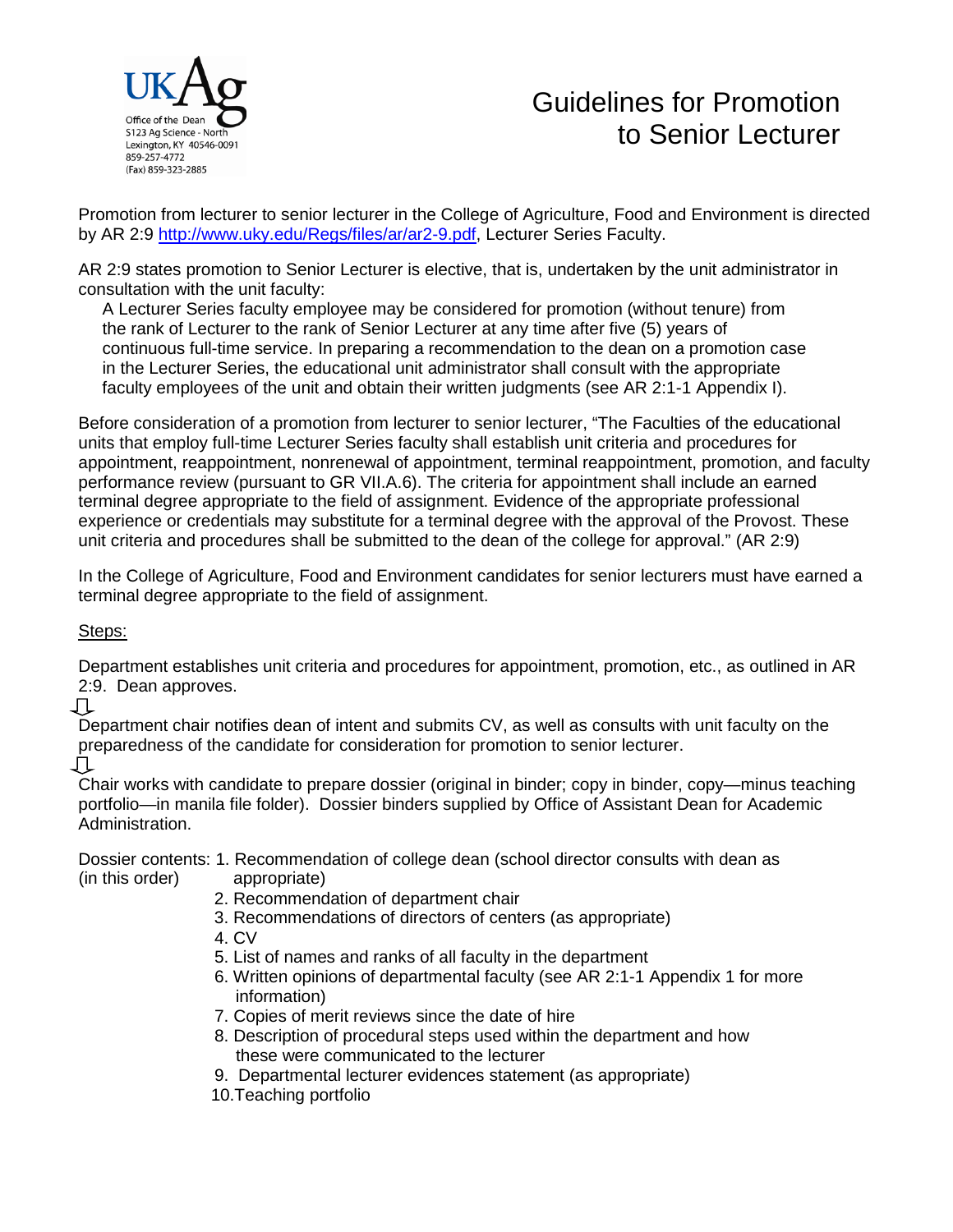UKAg
Office of the Dean
S123 Ag Science - North
Lexington, KY 40546-0091
859-257-4772
(Fax) 859-323-2885

# Guidelines for Promotion to Senior Lecturer

Promotion from lecturer to senior lecturer in the College of Agriculture, Food and Environment is directed by AR 2:9 http://www.uky.edu/Regs/files/ar/ar2-9.pdf, Lecturer Series Faculty.

AR 2:9 states promotion to Senior Lecturer is elective, that is, undertaken by the unit administrator in consultation with the unit faculty:

> A Lecturer Series faculty employee may be considered for promotion (without tenure) from the rank of Lecturer to the rank of Senior Lecturer at any time after five (5) years of continuous full-time service. In preparing a recommendation to the dean on a promotion case in the Lecturer Series, the educational unit administrator shall consult with the appropriate faculty employees of the unit and obtain their written judgments (see AR 2:1-1 Appendix I).

Before consideration of a promotion from lecturer to senior lecturer, "The Faculties of the educational units that employ full-time Lecturer Series faculty shall establish unit criteria and procedures for appointment, reappointment, nonrenewal of appointment, terminal reappointment, promotion, and faculty performance review (pursuant to GR VII.A.6). The criteria for appointment shall include an earned terminal degree appropriate to the field of assignment. Evidence of the appropriate professional experience or credentials may substitute for a terminal degree with the approval of the Provost. These unit criteria and procedures shall be submitted to the dean of the college for approval." (AR 2:9)

In the College of Agriculture, Food and Environment candidates for senior lecturers must have earned a terminal degree appropriate to the field of assignment.

<u>Steps:</u>

Department establishes unit criteria and procedures for appointment, promotion, etc., as outlined in AR 2:9. Dean approves.

⇩

Department chair notifies dean of intent and submits CV, as well as consults with unit faculty on the preparedness of the candidate for consideration for promotion to senior lecturer.

⇩

Chair works with candidate to prepare dossier (original in binder; copy in binder, copy—minus teaching portfolio—in manila file folder). Dossier binders supplied by Office of Assistant Dean for Academic Administration.

Dossier contents (in this order):

1. Recommendation of college dean (school director consults with dean as appropriate)
2. Recommendation of department chair
3. Recommendations of directors of centers (as appropriate)
4. CV
5. List of names and ranks of all faculty in the department
6. Written opinions of departmental faculty (see AR 2:1-1 Appendix 1 for more information)
7. Copies of merit reviews since the date of hire
8. Description of procedural steps used within the department and how these were communicated to the lecturer
9. Departmental lecturer evidences statement (as appropriate)
10. Teaching portfolio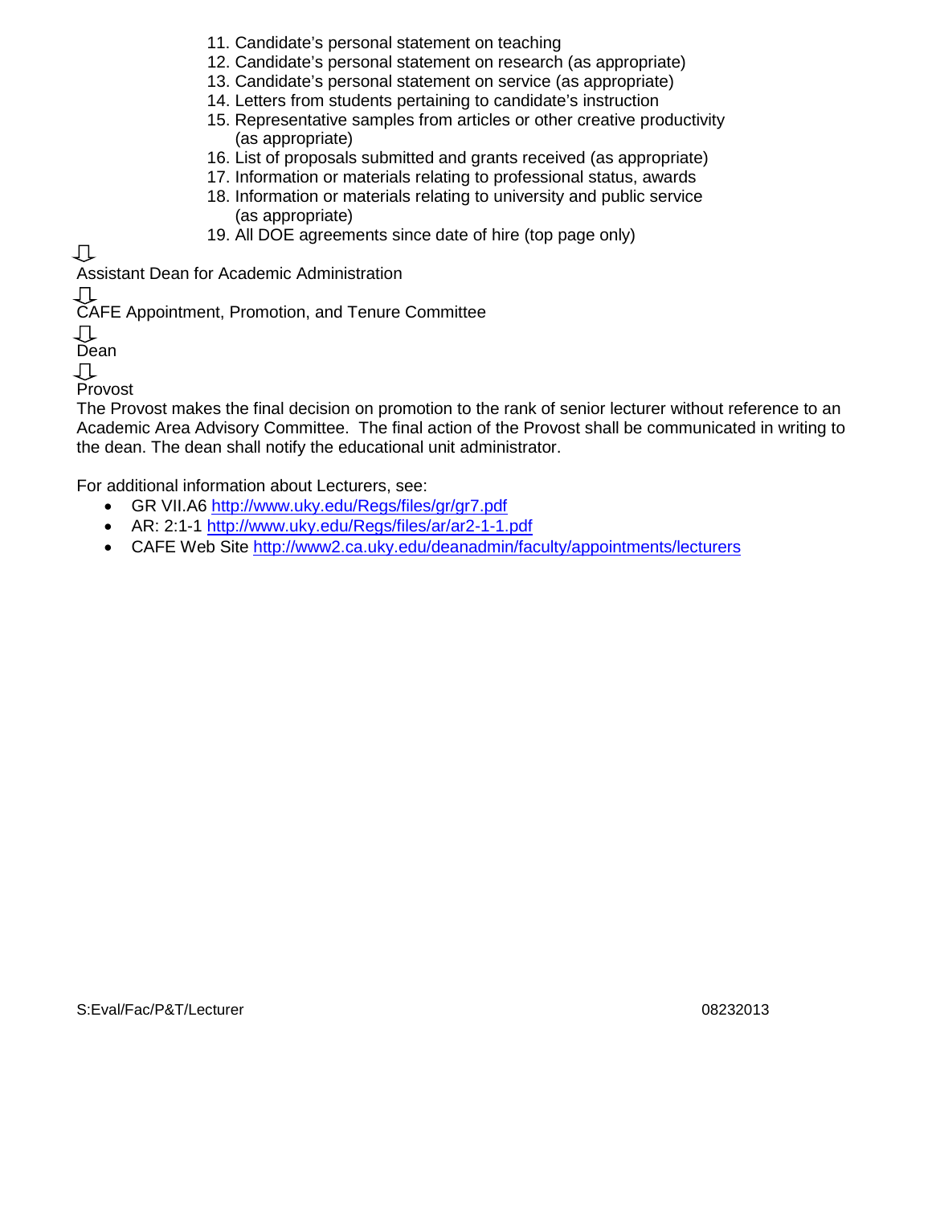11. Candidate's personal statement on teaching
12. Candidate's personal statement on research (as appropriate)
13. Candidate's personal statement on service (as appropriate)
14. Letters from students pertaining to candidate's instruction
15. Representative samples from articles or other creative productivity (as appropriate)
16. List of proposals submitted and grants received (as appropriate)
17. Information or materials relating to professional status, awards
18. Information or materials relating to university and public service (as appropriate)
19. All DOE agreements since date of hire (top page only)

⇩

Assistant Dean for Academic Administration

⇩

CAFE Appointment, Promotion, and Tenure Committee

⇩

Dean

⇩

Provost

The Provost makes the final decision on promotion to the rank of senior lecturer without reference to an Academic Area Advisory Committee. The final action of the Provost shall be communicated in writing to the dean. The dean shall notify the educational unit administrator.

For additional information about Lecturers, see:

- GR VII.A6 http://www.uky.edu/Regs/files/gr/gr7.pdf
- AR: 2:1-1 http://www.uky.edu/Regs/files/ar/ar2-1-1.pdf
- CAFE Web Site http://www2.ca.uky.edu/deanadmin/faculty/appointments/lecturers

S:Eval/Fac/P&T/Lecturer 08232013